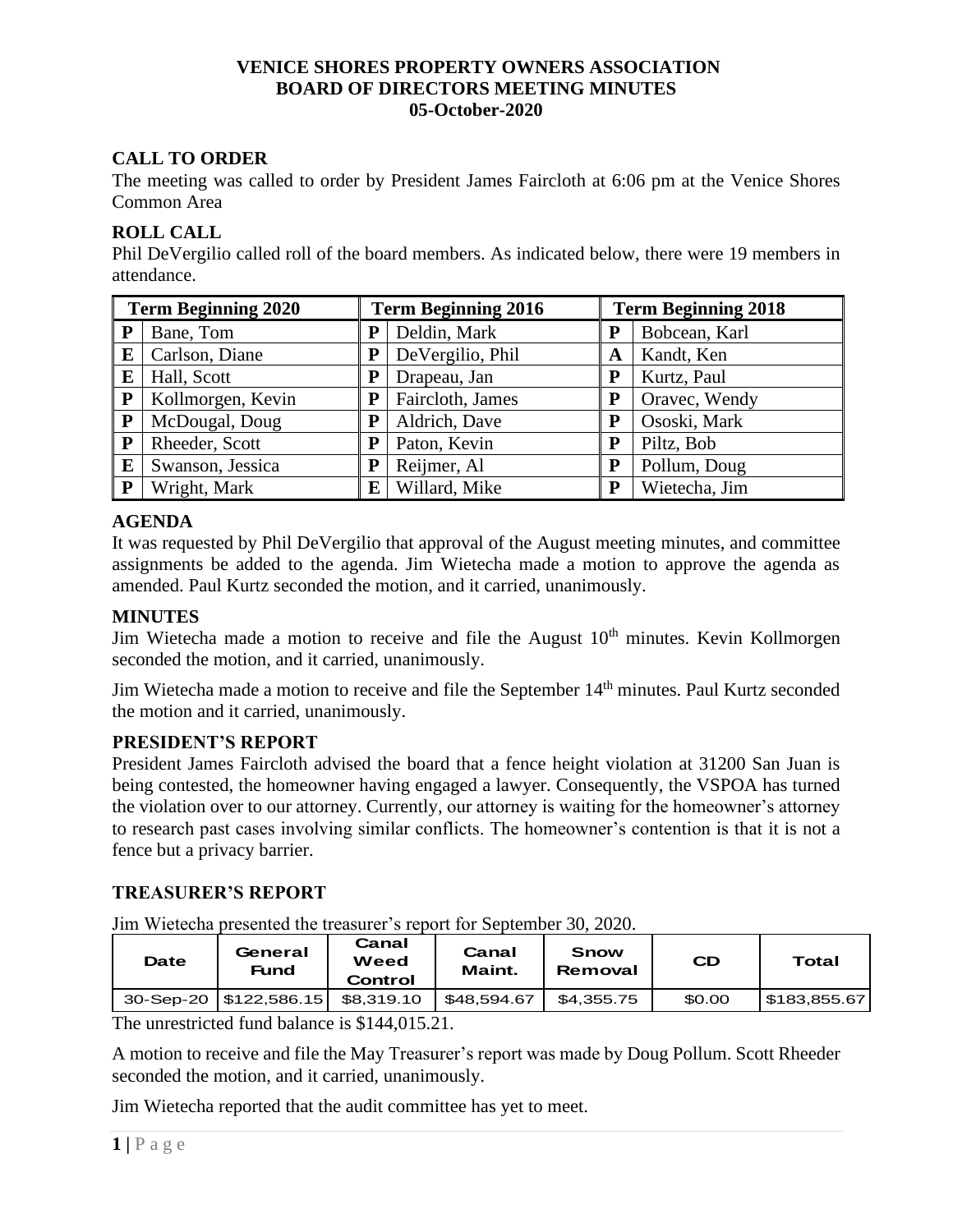# VENICE SHORES PROPERTY OWNERS ASSOCIATION
# BOARD OF DIRECTORS MEETING MINUTES
# 05-October-2020

## CALL TO ORDER

The meeting was called to order by President James Faircloth at 6:06 pm at the Venice Shores Common Area

## ROLL CALL

Phil DeVergilio called roll of the board members. As indicated below, there were 19 members in attendance.

| Term Beginning 2020 | | Term Beginning 2016 | | Term Beginning 2018 | |
|---|---|---|---|---|---|
| P | Bane, Tom | P | Deldin, Mark | P | Bobcean, Karl |
| E | Carlson, Diane | P | DeVergilio, Phil | A | Kandt, Ken |
| E | Hall, Scott | P | Drapeau, Jan | P | Kurtz, Paul |
| P | Kollmorgen, Kevin | P | Faircloth, James | P | Oravec, Wendy |
| P | McDougal, Doug | P | Aldrich, Dave | P | Ososki, Mark |
| P | Rheeder, Scott | P | Paton, Kevin | P | Piltz, Bob |
| E | Swanson, Jessica | P | Reijmer, Al | P | Pollum, Doug |
| P | Wright, Mark | E | Willard, Mike | P | Wietecha, Jim |

## AGENDA

It was requested by Phil DeVergilio that approval of the August meeting minutes, and committee assignments be added to the agenda. Jim Wietecha made a motion to approve the agenda as amended. Paul Kurtz seconded the motion, and it carried, unanimously.

## MINUTES

Jim Wietecha made a motion to receive and file the August 10th minutes. Kevin Kollmorgen seconded the motion, and it carried, unanimously.

Jim Wietecha made a motion to receive and file the September 14th minutes. Paul Kurtz seconded the motion and it carried, unanimously.

## PRESIDENT'S REPORT

President James Faircloth advised the board that a fence height violation at 31200 San Juan is being contested, the homeowner having engaged a lawyer. Consequently, the VSPOA has turned the violation over to our attorney. Currently, our attorney is waiting for the homeowner's attorney to research past cases involving similar conflicts. The homeowner's contention is that it is not a fence but a privacy barrier.

## TREASURER'S REPORT

Jim Wietecha presented the treasurer's report for September 30, 2020.

| Date | General Fund | Canal Weed Control | Canal Maint. | Snow Removal | CD | Total |
|---|---|---|---|---|---|---|
| 30-Sep-20 | $122,586.15 | $8,319.10 | $48,594.67 | $4,355.75 | $0.00 | $183,855.67 |

The unrestricted fund balance is $144,015.21.

A motion to receive and file the May Treasurer's report was made by Doug Pollum. Scott Rheeder seconded the motion, and it carried, unanimously.

Jim Wietecha reported that the audit committee has yet to meet.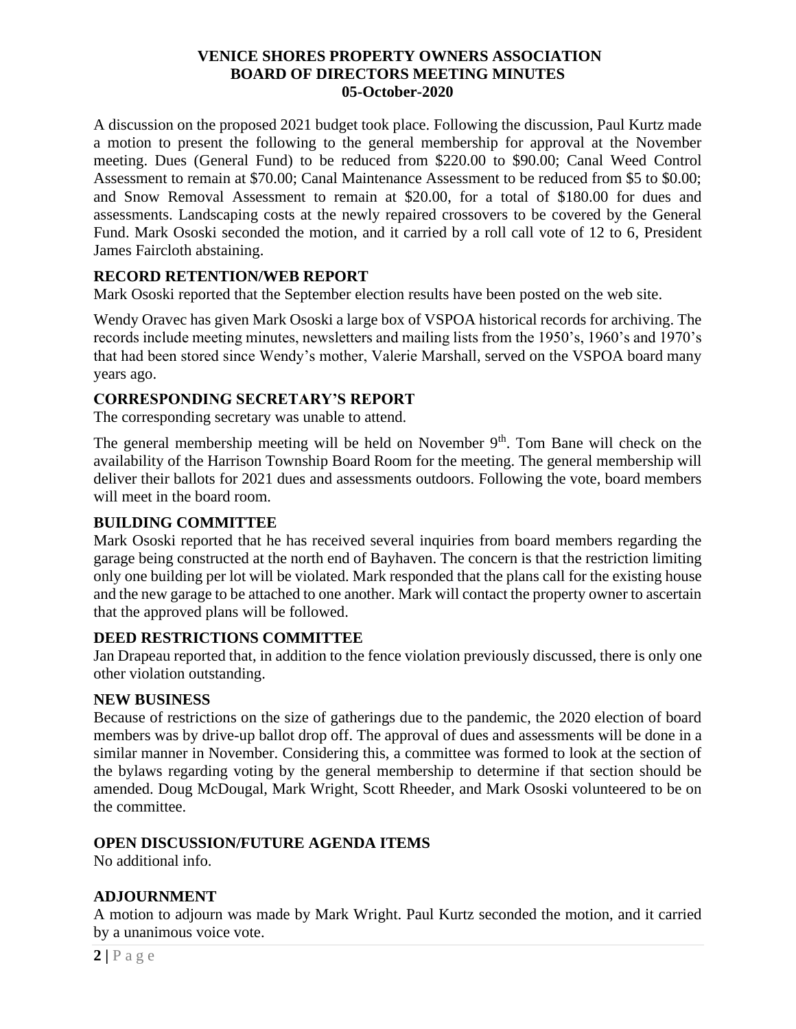# VENICE SHORES PROPERTY OWNERS ASSOCIATION
# BOARD OF DIRECTORS MEETING MINUTES
# 05-October-2020

A discussion on the proposed 2021 budget took place. Following the discussion, Paul Kurtz made a motion to present the following to the general membership for approval at the November meeting. Dues (General Fund) to be reduced from $220.00 to $90.00; Canal Weed Control Assessment to remain at $70.00; Canal Maintenance Assessment to be reduced from $5 to $0.00; and Snow Removal Assessment to remain at $20.00, for a total of $180.00 for dues and assessments. Landscaping costs at the newly repaired crossovers to be covered by the General Fund. Mark Ososki seconded the motion, and it carried by a roll call vote of 12 to 6, President James Faircloth abstaining.

## RECORD RETENTION/WEB REPORT

Mark Ososki reported that the September election results have been posted on the web site.

Wendy Oravec has given Mark Ososki a large box of VSPOA historical records for archiving. The records include meeting minutes, newsletters and mailing lists from the 1950's, 1960's and 1970's that had been stored since Wendy's mother, Valerie Marshall, served on the VSPOA board many years ago.

## CORRESPONDING SECRETARY'S REPORT

The corresponding secretary was unable to attend.

The general membership meeting will be held on November 9th. Tom Bane will check on the availability of the Harrison Township Board Room for the meeting. The general membership will deliver their ballots for 2021 dues and assessments outdoors. Following the vote, board members will meet in the board room.

## BUILDING COMMITTEE

Mark Ososki reported that he has received several inquiries from board members regarding the garage being constructed at the north end of Bayhaven. The concern is that the restriction limiting only one building per lot will be violated. Mark responded that the plans call for the existing house and the new garage to be attached to one another. Mark will contact the property owner to ascertain that the approved plans will be followed.

## DEED RESTRICTIONS COMMITTEE

Jan Drapeau reported that, in addition to the fence violation previously discussed, there is only one other violation outstanding.

## NEW BUSINESS

Because of restrictions on the size of gatherings due to the pandemic, the 2020 election of board members was by drive-up ballot drop off. The approval of dues and assessments will be done in a similar manner in November. Considering this, a committee was formed to look at the section of the bylaws regarding voting by the general membership to determine if that section should be amended. Doug McDougal, Mark Wright, Scott Rheeder, and Mark Ososki volunteered to be on the committee.

## OPEN DISCUSSION/FUTURE AGENDA ITEMS

No additional info.

## ADJOURNMENT

A motion to adjourn was made by Mark Wright. Paul Kurtz seconded the motion, and it carried by a unanimous voice vote.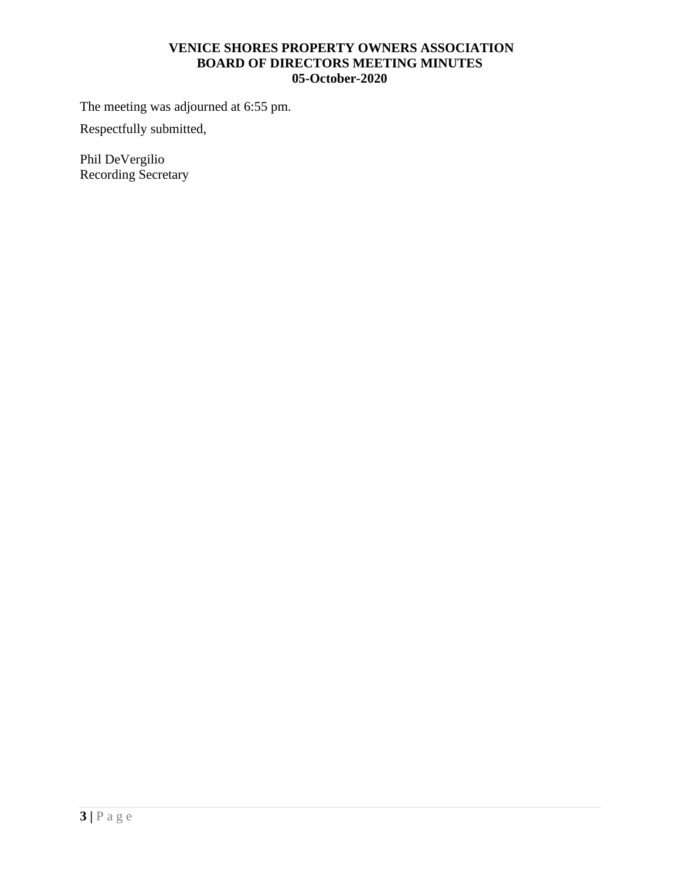The meeting was adjourned at 6:55 pm.

Respectfully submitted,

Phil DeVergilio
Recording Secretary